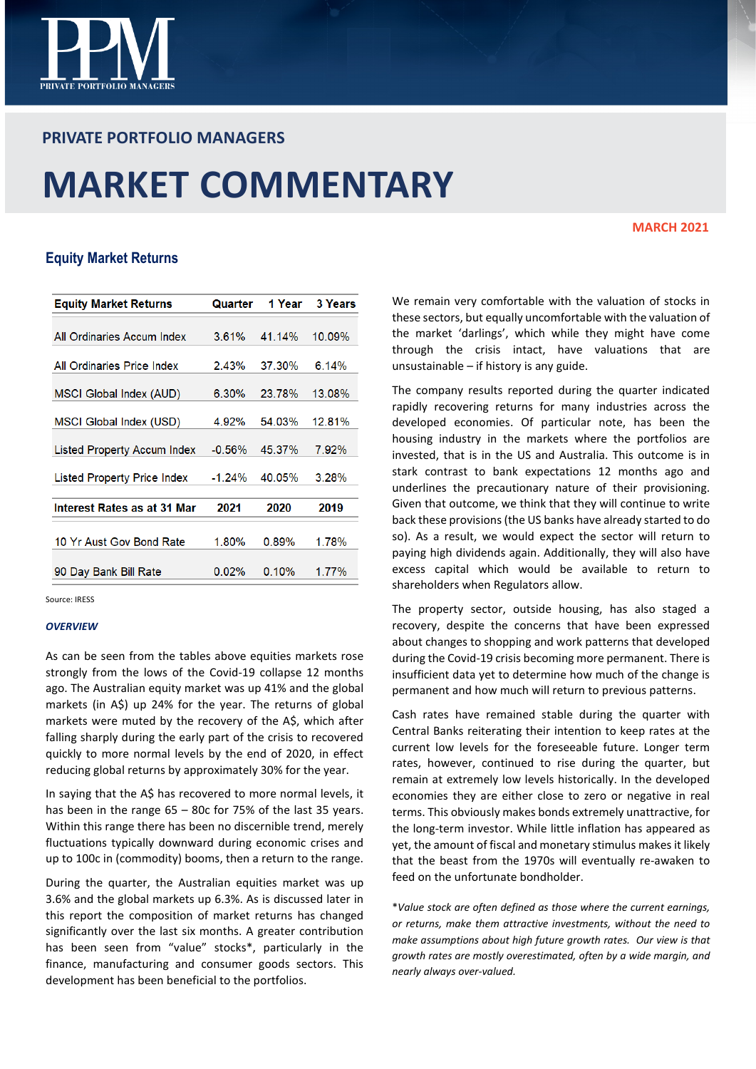PRIVATE PORTFOLIO MANAGERS

# MARKET COMMENTARY

MARCH 2021

## Equity Market Returns

| Equity Market Returns | Quarter | 1 Year | 3 Years |
|---|---|---|---|
| All Ordinaries Accum Index | 3.61% | 41.14% | 10.09% |
| All Ordinaries Price Index | 2.43% | 37.30% | 6.14% |
| MSCI Global Index (AUD) | 6.30% | 23.78% | 13.08% |
| MSCI Global Index (USD) | 4.92% | 54.03% | 12.81% |
| Listed Property Accum Index | -0.56% | 45.37% | 7.92% |
| Listed Property Price Index | -1.24% | 40.05% | 3.28% |
| **Interest Rates as at 31 Mar** | **2021** | **2020** | **2019** |
| 10 Yr Aust Gov Bond Rate | 1.80% | 0.89% | 1.78% |
| 90 Day Bank Bill Rate | 0.02% | 0.10% | 1.77% |

Source: IRESS

***OVERVIEW***

As can be seen from the tables above equities markets rose strongly from the lows of the Covid-19 collapse 12 months ago. The Australian equity market was up 41% and the global markets (in A$) up 24% for the year. The returns of global markets were muted by the recovery of the A$, which after falling sharply during the early part of the crisis to recovered quickly to more normal levels by the end of 2020, in effect reducing global returns by approximately 30% for the year.

In saying that the A$ has recovered to more normal levels, it has been in the range 65 – 80c for 75% of the last 35 years. Within this range there has been no discernible trend, merely fluctuations typically downward during economic crises and up to 100c in (commodity) booms, then a return to the range.

During the quarter, the Australian equities market was up 3.6% and the global markets up 6.3%. As is discussed later in this report the composition of market returns has changed significantly over the last six months. A greater contribution has been seen from "value" stocks*, particularly in the finance, manufacturing and consumer goods sectors. This development has been beneficial to the portfolios.

We remain very comfortable with the valuation of stocks in these sectors, but equally uncomfortable with the valuation of the market 'darlings', which while they might have come through the crisis intact, have valuations that are unsustainable – if history is any guide.

The company results reported during the quarter indicated rapidly recovering returns for many industries across the developed economies. Of particular note, has been the housing industry in the markets where the portfolios are invested, that is in the US and Australia. This outcome is in stark contrast to bank expectations 12 months ago and underlines the precautionary nature of their provisioning. Given that outcome, we think that they will continue to write back these provisions (the US banks have already started to do so). As a result, we would expect the sector will return to paying high dividends again. Additionally, they will also have excess capital which would be available to return to shareholders when Regulators allow.

The property sector, outside housing, has also staged a recovery, despite the concerns that have been expressed about changes to shopping and work patterns that developed during the Covid-19 crisis becoming more permanent. There is insufficient data yet to determine how much of the change is permanent and how much will return to previous patterns.

Cash rates have remained stable during the quarter with Central Banks reiterating their intention to keep rates at the current low levels for the foreseeable future. Longer term rates, however, continued to rise during the quarter, but remain at extremely low levels historically. In the developed economies they are either close to zero or negative in real terms. This obviously makes bonds extremely unattractive, for the long-term investor. While little inflation has appeared as yet, the amount of fiscal and monetary stimulus makes it likely that the beast from the 1970s will eventually re-awaken to feed on the unfortunate bondholder.

**Value stock are often defined as those where the current earnings, or returns, make them attractive investments, without the need to make assumptions about high future growth rates. Our view is that growth rates are mostly overestimated, often by a wide margin, and nearly always over-valued.*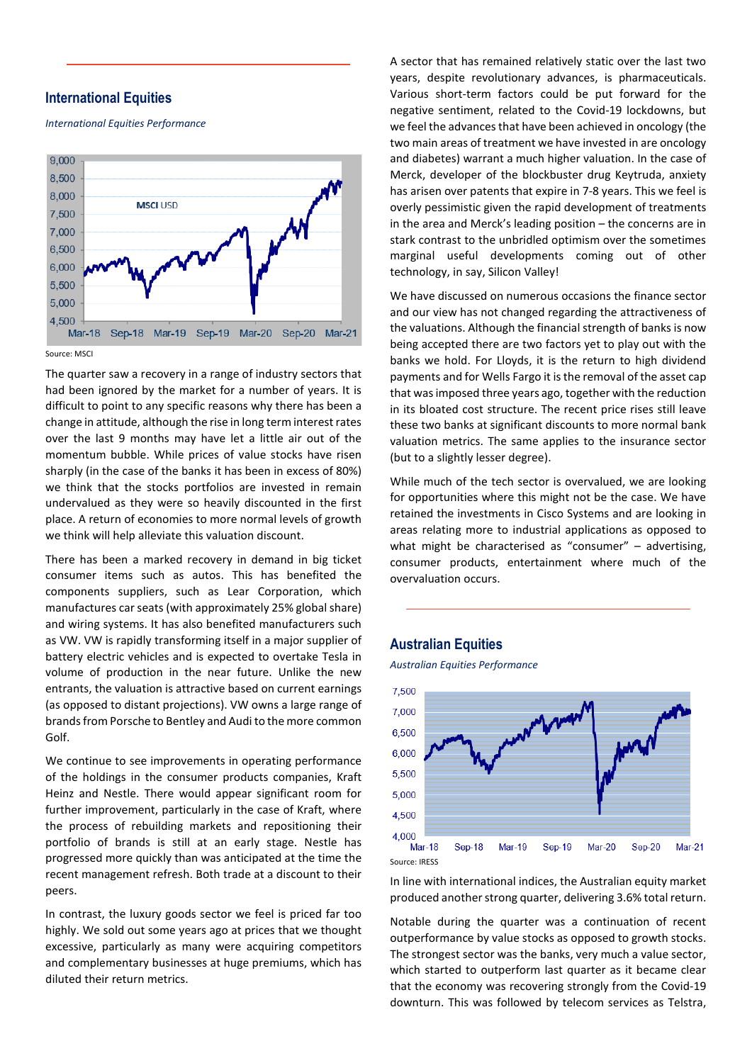## International Equities

*International Equities Performance*

Source: MSCI

The quarter saw a recovery in a range of industry sectors that had been ignored by the market for a number of years. It is difficult to point to any specific reasons why there has been a change in attitude, although the rise in long term interest rates over the last 9 months may have let a little air out of the momentum bubble. While prices of value stocks have risen sharply (in the case of the banks it has been in excess of 80%) we think that the stocks portfolios are invested in remain undervalued as they were so heavily discounted in the first place. A return of economies to more normal levels of growth we think will help alleviate this valuation discount.

There has been a marked recovery in demand in big ticket consumer items such as autos. This has benefited the components suppliers, such as Lear Corporation, which manufactures car seats (with approximately 25% global share) and wiring systems. It has also benefited manufacturers such as VW. VW is rapidly transforming itself in a major supplier of battery electric vehicles and is expected to overtake Tesla in volume of production in the near future. Unlike the new entrants, the valuation is attractive based on current earnings (as opposed to distant projections). VW owns a large range of brands from Porsche to Bentley and Audi to the more common Golf.

We continue to see improvements in operating performance of the holdings in the consumer products companies, Kraft Heinz and Nestle. There would appear significant room for further improvement, particularly in the case of Kraft, where the process of rebuilding markets and repositioning their portfolio of brands is still at an early stage. Nestle has progressed more quickly than was anticipated at the time the recent management refresh. Both trade at a discount to their peers.

In contrast, the luxury goods sector we feel is priced far too highly. We sold out some years ago at prices that we thought excessive, particularly as many were acquiring competitors and complementary businesses at huge premiums, which has diluted their return metrics.

A sector that has remained relatively static over the last two years, despite revolutionary advances, is pharmaceuticals. Various short-term factors could be put forward for the negative sentiment, related to the Covid-19 lockdowns, but we feel the advances that have been achieved in oncology (the two main areas of treatment we have invested in are oncology and diabetes) warrant a much higher valuation. In the case of Merck, developer of the blockbuster drug Keytruda, anxiety has arisen over patents that expire in 7-8 years. This we feel is overly pessimistic given the rapid development of treatments in the area and Merck's leading position – the concerns are in stark contrast to the unbridled optimism over the sometimes marginal useful developments coming out of other technology, in say, Silicon Valley!

We have discussed on numerous occasions the finance sector and our view has not changed regarding the attractiveness of the valuations. Although the financial strength of banks is now being accepted there are two factors yet to play out with the banks we hold. For Lloyds, it is the return to high dividend payments and for Wells Fargo it is the removal of the asset cap that was imposed three years ago, together with the reduction in its bloated cost structure. The recent price rises still leave these two banks at significant discounts to more normal bank valuation metrics. The same applies to the insurance sector (but to a slightly lesser degree).

While much of the tech sector is overvalued, we are looking for opportunities where this might not be the case. We have retained the investments in Cisco Systems and are looking in areas relating more to industrial applications as opposed to what might be characterised as "consumer" – advertising, consumer products, entertainment where much of the overvaluation occurs.

## Australian Equities

*Australian Equities Performance*

Source: IRESS

In line with international indices, the Australian equity market produced another strong quarter, delivering 3.6% total return.

Notable during the quarter was a continuation of recent outperformance by value stocks as opposed to growth stocks. The strongest sector was the banks, very much a value sector, which started to outperform last quarter as it became clear that the economy was recovering strongly from the Covid-19 downturn. This was followed by telecom services as Telstra,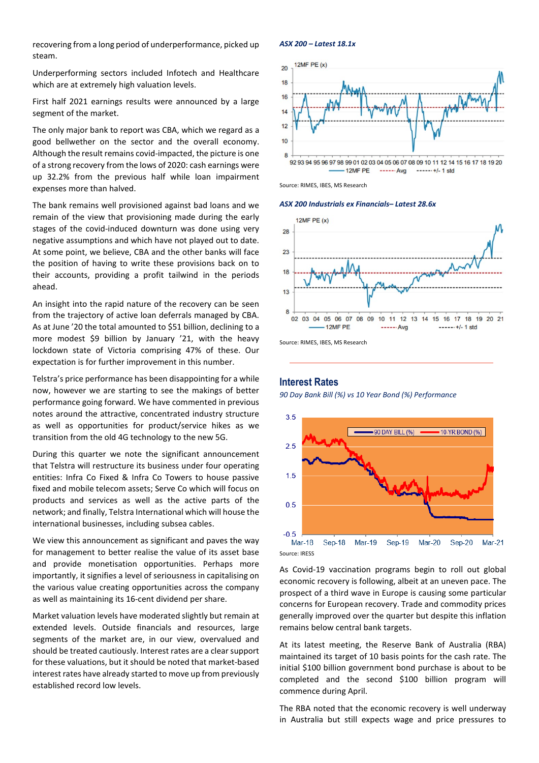recovering from a long period of underperformance, picked up steam.

Underperforming sectors included Infotech and Healthcare which are at extremely high valuation levels.

First half 2021 earnings results were announced by a large segment of the market.

The only major bank to report was CBA, which we regard as a good bellwether on the sector and the overall economy. Although the result remains covid-impacted, the picture is one of a strong recovery from the lows of 2020: cash earnings were up 32.2% from the previous half while loan impairment expenses more than halved.

The bank remains well provisioned against bad loans and we remain of the view that provisioning made during the early stages of the covid-induced downturn was done using very negative assumptions and which have not played out to date. At some point, we believe, CBA and the other banks will face the position of having to write these provisions back on to their accounts, providing a profit tailwind in the periods ahead.

An insight into the rapid nature of the recovery can be seen from the trajectory of active loan deferrals managed by CBA. As at June '20 the total amounted to $51 billion, declining to a more modest $9 billion by January '21, with the heavy lockdown state of Victoria comprising 47% of these. Our expectation is for further improvement in this number.

Telstra's price performance has been disappointing for a while now, however we are starting to see the makings of better performance going forward. We have commented in previous notes around the attractive, concentrated industry structure as well as opportunities for product/service hikes as we transition from the old 4G technology to the new 5G.

During this quarter we note the significant announcement that Telstra will restructure its business under four operating entities: Infra Co Fixed & Infra Co Towers to house passive fixed and mobile telecom assets; Serve Co which will focus on products and services as well as the active parts of the network; and finally, Telstra International which will house the international businesses, including subsea cables.

We view this announcement as significant and paves the way for management to better realise the value of its asset base and provide monetisation opportunities. Perhaps more importantly, it signifies a level of seriousness in capitalising on the various value creating opportunities across the company as well as maintaining its 16-cent dividend per share.

Market valuation levels have moderated slightly but remain at extended levels. Outside financials and resources, large segments of the market are, in our view, overvalued and should be treated cautiously. Interest rates are a clear support for these valuations, but it should be noted that market-based interest rates have already started to move up from previously established record low levels.

*ASX 200 – Latest 18.1x*

Source: RIMES, IBES, MS Research

*ASX 200 Industrials ex Financials– Latest 28.6x*

Source: RIMES, IBES, MS Research

## Interest Rates

*90 Day Bank Bill (%) vs 10 Year Bond (%) Performance*

Source: IRESS

As Covid-19 vaccination programs begin to roll out global economic recovery is following, albeit at an uneven pace. The prospect of a third wave in Europe is causing some particular concerns for European recovery. Trade and commodity prices generally improved over the quarter but despite this inflation remains below central bank targets.

At its latest meeting, the Reserve Bank of Australia (RBA) maintained its target of 10 basis points for the cash rate. The initial $100 billion government bond purchase is about to be completed and the second $100 billion program will commence during April.

The RBA noted that the economic recovery is well underway in Australia but still expects wage and price pressures to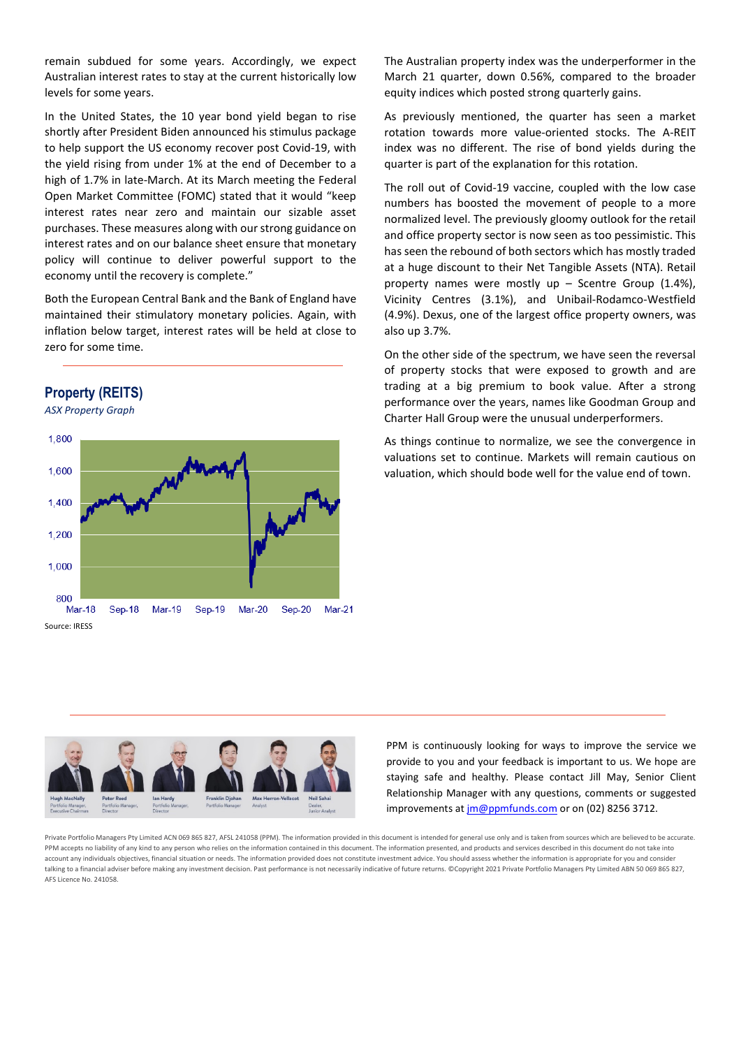remain subdued for some years. Accordingly, we expect Australian interest rates to stay at the current historically low levels for some years.

In the United States, the 10 year bond yield began to rise shortly after President Biden announced his stimulus package to help support the US economy recover post Covid-19, with the yield rising from under 1% at the end of December to a high of 1.7% in late-March. At its March meeting the Federal Open Market Committee (FOMC) stated that it would "keep interest rates near zero and maintain our sizable asset purchases. These measures along with our strong guidance on interest rates and on our balance sheet ensure that monetary policy will continue to deliver powerful support to the economy until the recovery is complete."

Both the European Central Bank and the Bank of England have maintained their stimulatory monetary policies. Again, with inflation below target, interest rates will be held at close to zero for some time.

## Property (REITS)

*ASX Property Graph*

1,800
1,600
1,400
1,200
1,000
800
Mar-18 Sep-18 Mar-19 Sep-19 Mar-20 Sep-20 Mar-21

Source: IRESS

The Australian property index was the underperformer in the March 21 quarter, down 0.56%, compared to the broader equity indices which posted strong quarterly gains.

As previously mentioned, the quarter has seen a market rotation towards more value-oriented stocks. The A-REIT index was no different. The rise of bond yields during the quarter is part of the explanation for this rotation.

The roll out of Covid-19 vaccine, coupled with the low case numbers has boosted the movement of people to a more normalized level. The previously gloomy outlook for the retail and office property sector is now seen as too pessimistic. This has seen the rebound of both sectors which has mostly traded at a huge discount to their Net Tangible Assets (NTA). Retail property names were mostly up – Scentre Group (1.4%), Vicinity Centres (3.1%), and Unibail-Rodamco-Westfield (4.9%). Dexus, one of the largest office property owners, was also up 3.7%.

On the other side of the spectrum, we have seen the reversal of property stocks that were exposed to growth and are trading at a big premium to book value. After a strong performance over the years, names like Goodman Group and Charter Hall Group were the unusual underperformers.

As things continue to normalize, we see the convergence in valuations set to continue. Markets will remain cautious on valuation, which should bode well for the value end of town.

Hugh MacNally, Portfolio Manager, Executive Chairman
Peter Reed, Portfolio Manager, Director
Ian Hardy, Portfolio Manager, Director
Franklin Djohan, Portfolio Manager
Max Herron-Vellacot, Analyst
Neil Sahai, Dealer, Junior Analyst

PPM is continuously looking for ways to improve the service we provide to you and your feedback is important to us. We hope are staying safe and healthy. Please contact Jill May, Senior Client Relationship Manager with any questions, comments or suggested improvements at jm@ppmfunds.com or on (02) 8256 3712.

Private Portfolio Managers Pty Limited ACN 069 865 827, AFSL 241058 (PPM). The information provided in this document is intended for general use only and is taken from sources which are believed to be accurate. PPM accepts no liability of any kind to any person who relies on the information contained in this document. The information presented, and products and services described in this document do not take into account any individuals objectives, financial situation or needs. The information provided does not constitute investment advice. You should assess whether the information is appropriate for you and consider talking to a financial adviser before making any investment decision. Past performance is not necessarily indicative of future returns. ©Copyright 2021 Private Portfolio Managers Pty Limited ABN 50 069 865 827, AFS Licence No. 241058.